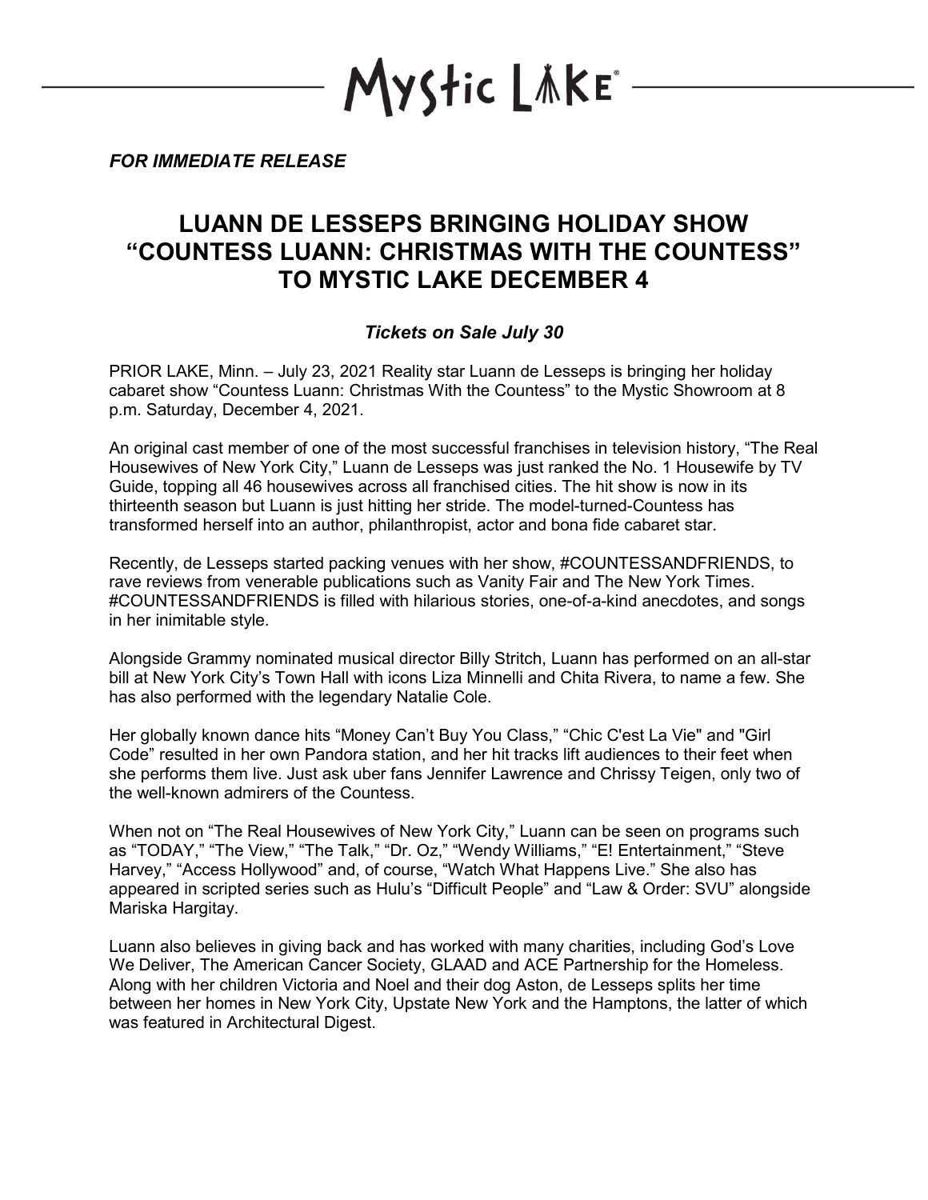Mystic Lake

*FOR IMMEDIATE RELEASE*

# LUANN DE LESSEPS BRINGING HOLIDAY SHOW "COUNTESS LUANN: CHRISTMAS WITH THE COUNTESS" TO MYSTIC LAKE DECEMBER 4

### *Tickets on Sale July 30*

PRIOR LAKE, Minn. – July 23, 2021 Reality star Luann de Lesseps is bringing her holiday cabaret show "Countess Luann: Christmas With the Countess" to the Mystic Showroom at 8 p.m. Saturday, December 4, 2021.

An original cast member of one of the most successful franchises in television history, "The Real Housewives of New York City," Luann de Lesseps was just ranked the No. 1 Housewife by TV Guide, topping all 46 housewives across all franchised cities. The hit show is now in its thirteenth season but Luann is just hitting her stride. The model-turned-Countess has transformed herself into an author, philanthropist, actor and bona fide cabaret star.

Recently, de Lesseps started packing venues with her show, #COUNTESSANDFRIENDS, to rave reviews from venerable publications such as Vanity Fair and The New York Times. #COUNTESSANDFRIENDS is filled with hilarious stories, one-of-a-kind anecdotes, and songs in her inimitable style.

Alongside Grammy nominated musical director Billy Stritch, Luann has performed on an all-star bill at New York City's Town Hall with icons Liza Minnelli and Chita Rivera, to name a few. She has also performed with the legendary Natalie Cole.

Her globally known dance hits "Money Can't Buy You Class," "Chic C'est La Vie" and "Girl Code" resulted in her own Pandora station, and her hit tracks lift audiences to their feet when she performs them live. Just ask uber fans Jennifer Lawrence and Chrissy Teigen, only two of the well-known admirers of the Countess.

When not on "The Real Housewives of New York City," Luann can be seen on programs such as "TODAY," "The View," "The Talk," "Dr. Oz," "Wendy Williams," "E! Entertainment," "Steve Harvey," "Access Hollywood" and, of course, "Watch What Happens Live." She also has appeared in scripted series such as Hulu's "Difficult People" and "Law & Order: SVU" alongside Mariska Hargitay.

Luann also believes in giving back and has worked with many charities, including God's Love We Deliver, The American Cancer Society, GLAAD and ACE Partnership for the Homeless. Along with her children Victoria and Noel and their dog Aston, de Lesseps splits her time between her homes in New York City, Upstate New York and the Hamptons, the latter of which was featured in Architectural Digest.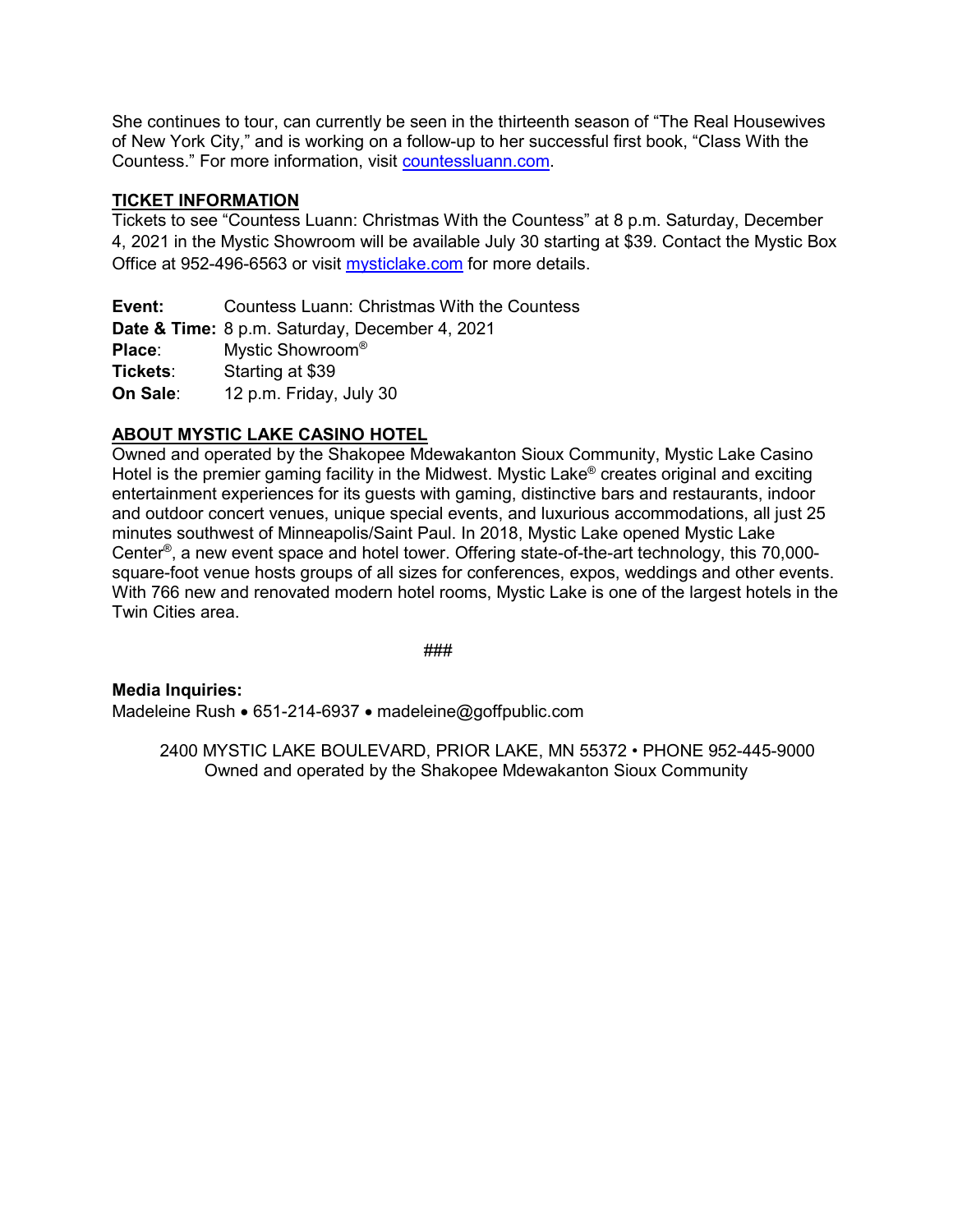She continues to tour, can currently be seen in the thirteenth season of "The Real Housewives of New York City," and is working on a follow-up to her successful first book, "Class With the Countess." For more information, visit [countessluann.com](countessluann.com).

## TICKET INFORMATION

Tickets to see "Countess Luann: Christmas With the Countess" at 8 p.m. Saturday, December 4, 2021 in the Mystic Showroom will be available July 30 starting at $39. Contact the Mystic Box Office at 952-496-6563 or visit [mysticlake.com](mysticlake.com) for more details.

**Event:** Countess Luann: Christmas With the Countess
**Date & Time:** 8 p.m. Saturday, December 4, 2021
**Place**: Mystic Showroom®
**Tickets**: Starting at $39
**On Sale**: 12 p.m. Friday, July 30

## ABOUT MYSTIC LAKE CASINO HOTEL

Owned and operated by the Shakopee Mdewakanton Sioux Community, Mystic Lake Casino Hotel is the premier gaming facility in the Midwest. Mystic Lake® creates original and exciting entertainment experiences for its guests with gaming, distinctive bars and restaurants, indoor and outdoor concert venues, unique special events, and luxurious accommodations, all just 25 minutes southwest of Minneapolis/Saint Paul. In 2018, Mystic Lake opened Mystic Lake Center®, a new event space and hotel tower. Offering state-of-the-art technology, this 70,000-square-foot venue hosts groups of all sizes for conferences, expos, weddings and other events. With 766 new and renovated modern hotel rooms, Mystic Lake is one of the largest hotels in the Twin Cities area.

###

**Media Inquiries:**
Madeleine Rush • 651-214-6937 • madeleine@goffpublic.com

2400 MYSTIC LAKE BOULEVARD, PRIOR LAKE, MN 55372 • PHONE 952-445-9000
Owned and operated by the Shakopee Mdewakanton Sioux Community